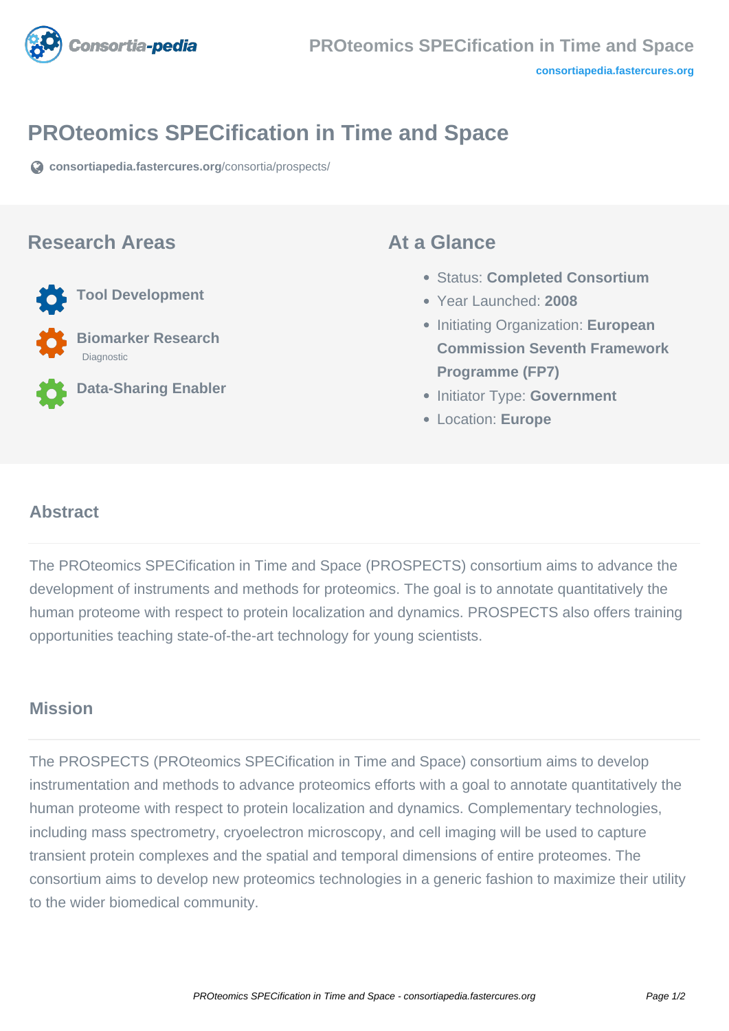# PROteomics SPECification in Time and Space

consortiapedia.fastercures.org/consortia/prospects/

## Research Areas

**Tool Development**

**Biomarker Research**
Diagnostic

**Data-Sharing Enabler**

## At a Glance

- Status: **Completed Consortium**
- Year Launched: **2008**
- Initiating Organization: **European Commission Seventh Framework Programme (FP7)**
- Initiator Type: **Government**
- Location: **Europe**

## Abstract

The PROteomics SPECification in Time and Space (PROSPECTS) consortium aims to advance the development of instruments and methods for proteomics. The goal is to annotate quantitatively the human proteome with respect to protein localization and dynamics. PROSPECTS also offers training opportunities teaching state-of-the-art technology for young scientists.

## Mission

The PROSPECTS (PROteomics SPECification in Time and Space) consortium aims to develop instrumentation and methods to advance proteomics efforts with a goal to annotate quantitatively the human proteome with respect to protein localization and dynamics. Complementary technologies, including mass spectrometry, cryoelectron microscopy, and cell imaging will be used to capture transient protein complexes and the spatial and temporal dimensions of entire proteomes. The consortium aims to develop new proteomics technologies in a generic fashion to maximize their utility to the wider biomedical community.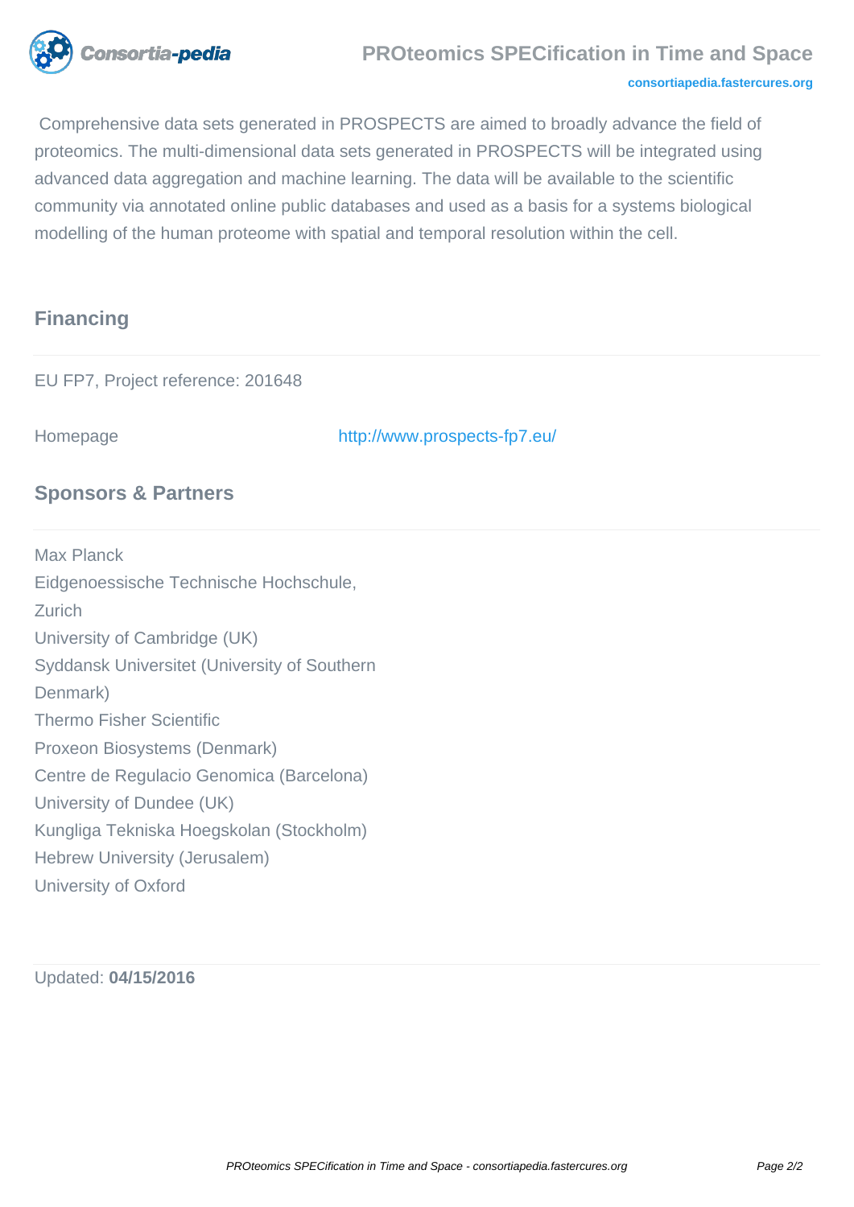Comprehensive data sets generated in PROSPECTS are aimed to broadly advance the field of proteomics. The multi-dimensional data sets generated in PROSPECTS will be integrated using advanced data aggregation and machine learning. The data will be available to the scientific community via annotated online public databases and used as a basis for a systems biological modelling of the human proteome with spatial and temporal resolution within the cell.

## Financing

EU FP7, Project reference: 201648

Homepage http://www.prospects-fp7.eu/

## Sponsors & Partners

Max Planck
Eidgenoessische Technische Hochschule, Zurich
University of Cambridge (UK)
Syddansk Universitet (University of Southern Denmark)
Thermo Fisher Scientific
Proxeon Biosystems (Denmark)
Centre de Regulacio Genomica (Barcelona)
University of Dundee (UK)
Kungliga Tekniska Hoegskolan (Stockholm)
Hebrew University (Jerusalem)
University of Oxford

Updated: **04/15/2016**